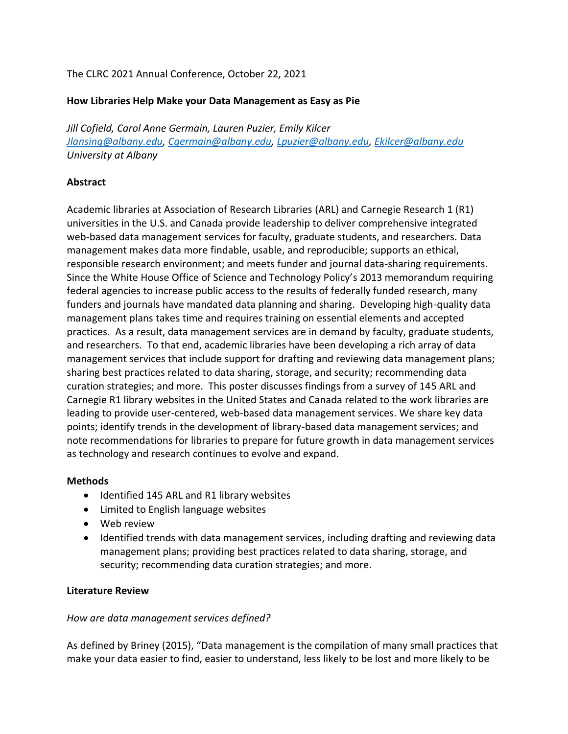The CLRC 2021 Annual Conference, October 22, 2021

# How Libraries Help Make your Data Management as Easy as Pie

*Jill Cofield, Carol Anne Germain, Lauren Puzier, Emily Kilcer*
*[Jlansing@albany.edu](mailto:Jlansing@albany.edu), [Cgermain@albany.edu](mailto:Cgermain@albany.edu), [Lpuzier@albany.edu](mailto:Lpuzier@albany.edu), [Ekilcer@albany.edu](mailto:Ekilcer@albany.edu)*
*University at Albany*

## Abstract

Academic libraries at Association of Research Libraries (ARL) and Carnegie Research 1 (R1) universities in the U.S. and Canada provide leadership to deliver comprehensive integrated web-based data management services for faculty, graduate students, and researchers. Data management makes data more findable, usable, and reproducible; supports an ethical, responsible research environment; and meets funder and journal data-sharing requirements. Since the White House Office of Science and Technology Policy's 2013 memorandum requiring federal agencies to increase public access to the results of federally funded research, many funders and journals have mandated data planning and sharing. Developing high-quality data management plans takes time and requires training on essential elements and accepted practices. As a result, data management services are in demand by faculty, graduate students, and researchers. To that end, academic libraries have been developing a rich array of data management services that include support for drafting and reviewing data management plans; sharing best practices related to data sharing, storage, and security; recommending data curation strategies; and more. This poster discusses findings from a survey of 145 ARL and Carnegie R1 library websites in the United States and Canada related to the work libraries are leading to provide user-centered, web-based data management services. We share key data points; identify trends in the development of library-based data management services; and note recommendations for libraries to prepare for future growth in data management services as technology and research continues to evolve and expand.

## Methods

- Identified 145 ARL and R1 library websites
- Limited to English language websites
- Web review
- Identified trends with data management services, including drafting and reviewing data management plans; providing best practices related to data sharing, storage, and security; recommending data curation strategies; and more.

## Literature Review

*How are data management services defined?*

As defined by Briney (2015), "Data management is the compilation of many small practices that make your data easier to find, easier to understand, less likely to be lost and more likely to be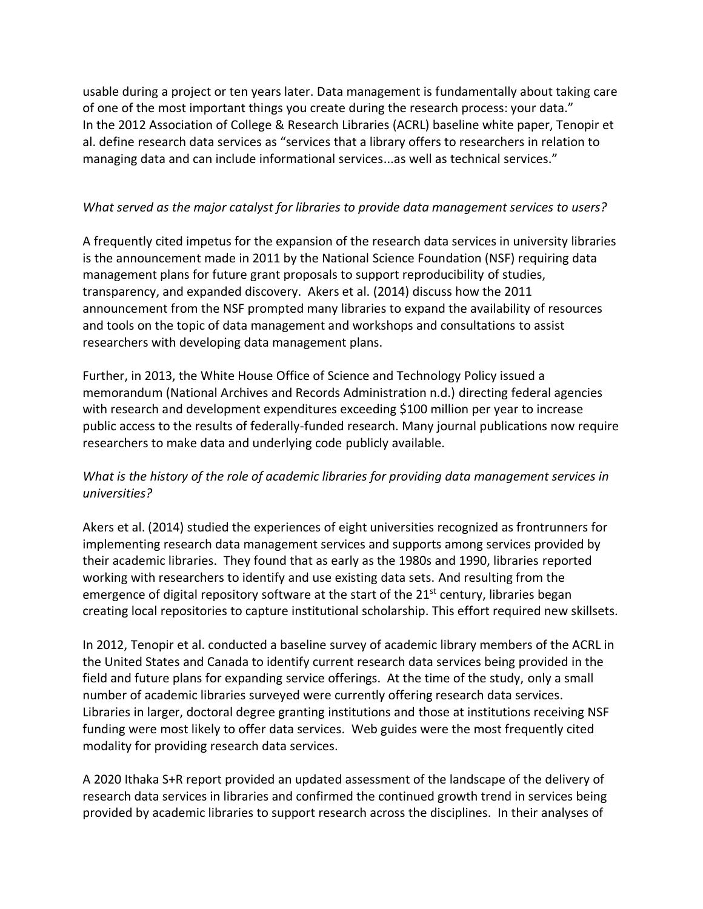usable during a project or ten years later. Data management is fundamentally about taking care of one of the most important things you create during the research process: your data." In the 2012 Association of College & Research Libraries (ACRL) baseline white paper, Tenopir et al. define research data services as "services that a library offers to researchers in relation to managing data and can include informational services...as well as technical services."

*What served as the major catalyst for libraries to provide data management services to users?*

A frequently cited impetus for the expansion of the research data services in university libraries is the announcement made in 2011 by the National Science Foundation (NSF) requiring data management plans for future grant proposals to support reproducibility of studies, transparency, and expanded discovery. Akers et al. (2014) discuss how the 2011 announcement from the NSF prompted many libraries to expand the availability of resources and tools on the topic of data management and workshops and consultations to assist researchers with developing data management plans.

Further, in 2013, the White House Office of Science and Technology Policy issued a memorandum (National Archives and Records Administration n.d.) directing federal agencies with research and development expenditures exceeding $100 million per year to increase public access to the results of federally-funded research. Many journal publications now require researchers to make data and underlying code publicly available.

*What is the history of the role of academic libraries for providing data management services in universities?*

Akers et al. (2014) studied the experiences of eight universities recognized as frontrunners for implementing research data management services and supports among services provided by their academic libraries. They found that as early as the 1980s and 1990, libraries reported working with researchers to identify and use existing data sets. And resulting from the emergence of digital repository software at the start of the 21st century, libraries began creating local repositories to capture institutional scholarship. This effort required new skillsets.

In 2012, Tenopir et al. conducted a baseline survey of academic library members of the ACRL in the United States and Canada to identify current research data services being provided in the field and future plans for expanding service offerings. At the time of the study, only a small number of academic libraries surveyed were currently offering research data services. Libraries in larger, doctoral degree granting institutions and those at institutions receiving NSF funding were most likely to offer data services. Web guides were the most frequently cited modality for providing research data services.

A 2020 Ithaka S+R report provided an updated assessment of the landscape of the delivery of research data services in libraries and confirmed the continued growth trend in services being provided by academic libraries to support research across the disciplines. In their analyses of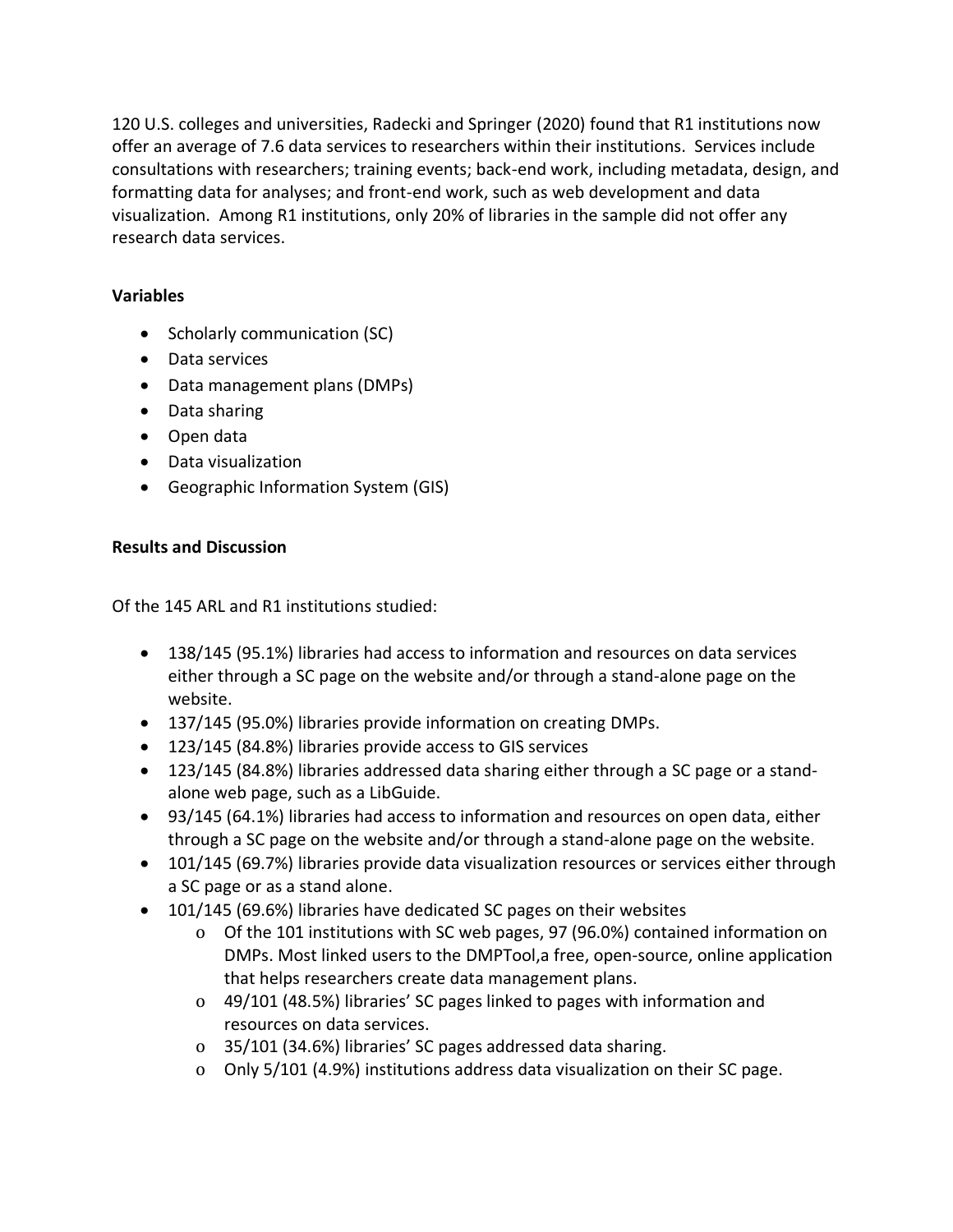120 U.S. colleges and universities, Radecki and Springer (2020) found that R1 institutions now offer an average of 7.6 data services to researchers within their institutions. Services include consultations with researchers; training events; back-end work, including metadata, design, and formatting data for analyses; and front-end work, such as web development and data visualization. Among R1 institutions, only 20% of libraries in the sample did not offer any research data services.

**Variables**

- Scholarly communication (SC)
- Data services
- Data management plans (DMPs)
- Data sharing
- Open data
- Data visualization
- Geographic Information System (GIS)

**Results and Discussion**

Of the 145 ARL and R1 institutions studied:

- 138/145 (95.1%) libraries had access to information and resources on data services either through a SC page on the website and/or through a stand-alone page on the website.
- 137/145 (95.0%) libraries provide information on creating DMPs.
- 123/145 (84.8%) libraries provide access to GIS services
- 123/145 (84.8%) libraries addressed data sharing either through a SC page or a stand-alone web page, such as a LibGuide.
- 93/145 (64.1%) libraries had access to information and resources on open data, either through a SC page on the website and/or through a stand-alone page on the website.
- 101/145 (69.7%) libraries provide data visualization resources or services either through a SC page or as a stand alone.
- 101/145 (69.6%) libraries have dedicated SC pages on their websites
    - Of the 101 institutions with SC web pages, 97 (96.0%) contained information on DMPs. Most linked users to the DMPTool,a free, open-source, online application that helps researchers create data management plans.
    - 49/101 (48.5%) libraries' SC pages linked to pages with information and resources on data services.
    - 35/101 (34.6%) libraries' SC pages addressed data sharing.
    - Only 5/101 (4.9%) institutions address data visualization on their SC page.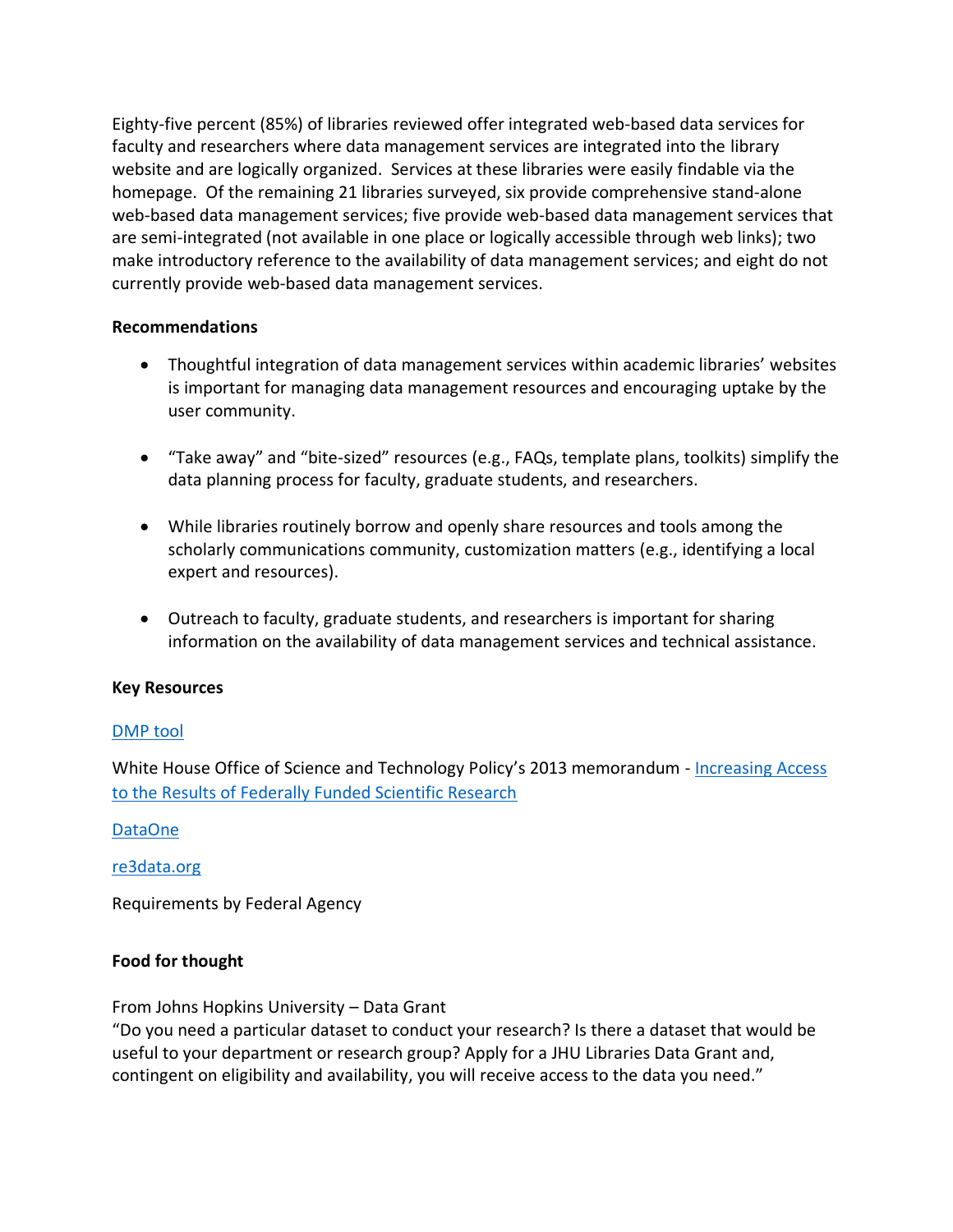Eighty-five percent (85%) of libraries reviewed offer integrated web-based data services for faculty and researchers where data management services are integrated into the library website and are logically organized. Services at these libraries were easily findable via the homepage. Of the remaining 21 libraries surveyed, six provide comprehensive stand-alone web-based data management services; five provide web-based data management services that are semi-integrated (not available in one place or logically accessible through web links); two make introductory reference to the availability of data management services; and eight do not currently provide web-based data management services.

**Recommendations**

- Thoughtful integration of data management services within academic libraries' websites is important for managing data management resources and encouraging uptake by the user community.
- "Take away" and "bite-sized" resources (e.g., FAQs, template plans, toolkits) simplify the data planning process for faculty, graduate students, and researchers.
- While libraries routinely borrow and openly share resources and tools among the scholarly communications community, customization matters (e.g., identifying a local expert and resources).
- Outreach to faculty, graduate students, and researchers is important for sharing information on the availability of data management services and technical assistance.

**Key Resources**

DMP tool

White House Office of Science and Technology Policy's 2013 memorandum - Increasing Access to the Results of Federally Funded Scientific Research

DataOne

re3data.org

Requirements by Federal Agency

**Food for thought**

From Johns Hopkins University – Data Grant
"Do you need a particular dataset to conduct your research? Is there a dataset that would be useful to your department or research group? Apply for a JHU Libraries Data Grant and, contingent on eligibility and availability, you will receive access to the data you need."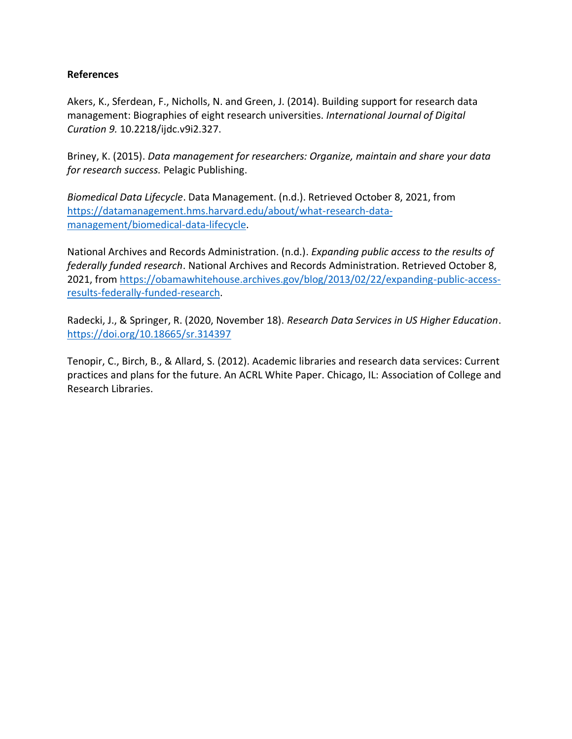**References**

Akers, K., Sferdean, F., Nicholls, N. and Green, J. (2014). Building support for research data management: Biographies of eight research universities. *International Journal of Digital Curation 9.* 10.2218/ijdc.v9i2.327.

Briney, K. (2015). *Data management for researchers: Organize, maintain and share your data for research success.* Pelagic Publishing.

*Biomedical Data Lifecycle*. Data Management. (n.d.). Retrieved October 8, 2021, from [https://datamanagement.hms.harvard.edu/about/what-research-data-management/biomedical-data-lifecycle](https://datamanagement.hms.harvard.edu/about/what-research-data-management/biomedical-data-lifecycle).

National Archives and Records Administration. (n.d.). *Expanding public access to the results of federally funded research*. National Archives and Records Administration. Retrieved October 8, 2021, from [https://obamawhitehouse.archives.gov/blog/2013/02/22/expanding-public-access-results-federally-funded-research](https://obamawhitehouse.archives.gov/blog/2013/02/22/expanding-public-access-results-federally-funded-research).

Radecki, J., & Springer, R. (2020, November 18). *Research Data Services in US Higher Education*. [https://doi.org/10.18665/sr.314397](https://doi.org/10.18665/sr.314397)

Tenopir, C., Birch, B., & Allard, S. (2012). Academic libraries and research data services: Current practices and plans for the future. An ACRL White Paper. Chicago, IL: Association of College and Research Libraries.